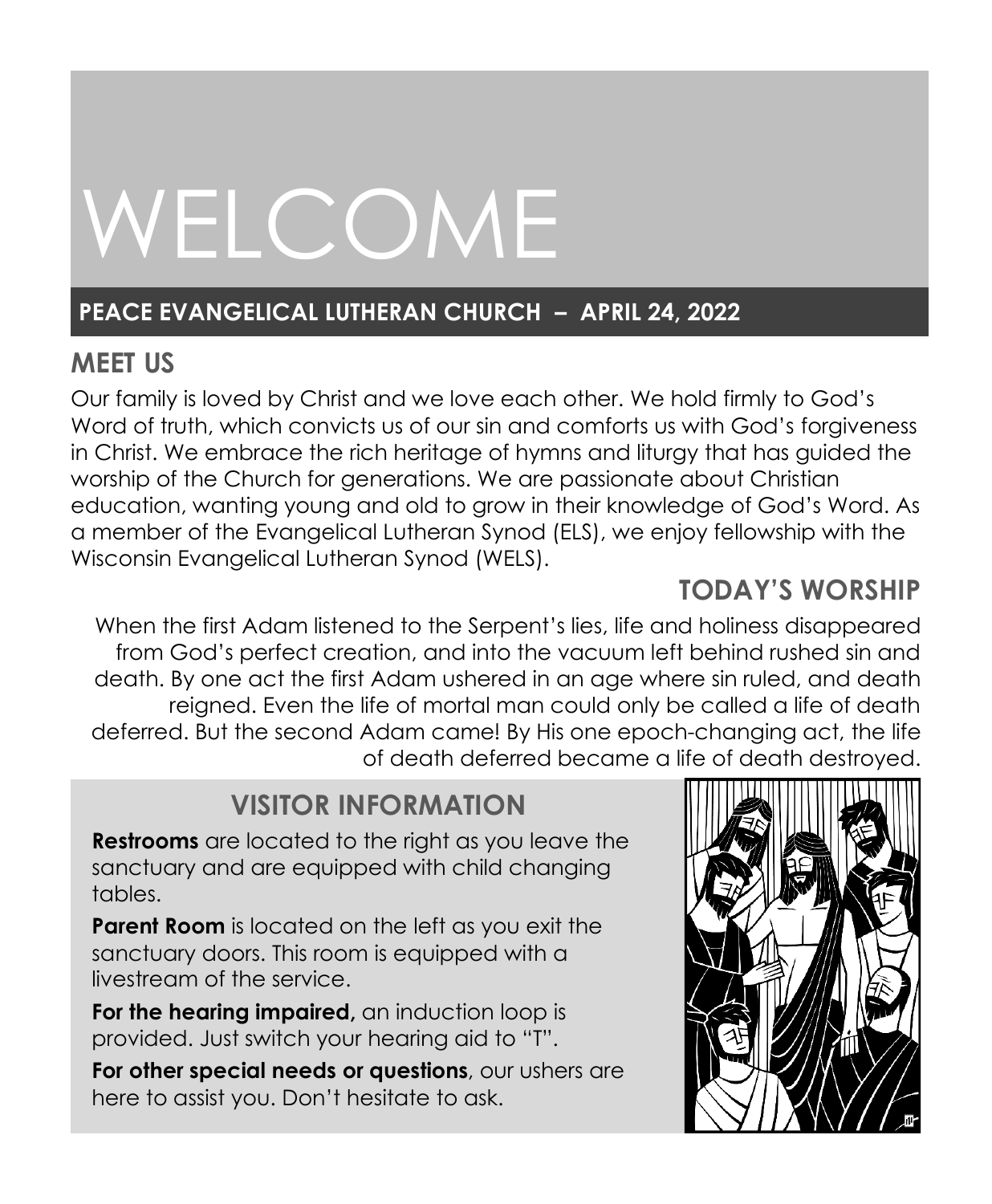# WELCOME

**PEACE EVANGELICAL LUTHERAN CHURCH – APRIL 24, 2022**

## MEET US

Our family is loved by Christ and we love each other. We hold firmly to God's Word of truth, which convicts us of our sin and comforts us with God's forgiveness in Christ. We embrace the rich heritage of hymns and liturgy that has guided the worship of the Church for generations. We are passionate about Christian education, wanting young and old to grow in their knowledge of God's Word. As a member of the Evangelical Lutheran Synod (ELS), we enjoy fellowship with the Wisconsin Evangelical Lutheran Synod (WELS).

## TODAY'S WORSHIP

When the first Adam listened to the Serpent's lies, life and holiness disappeared from God's perfect creation, and into the vacuum left behind rushed sin and death. By one act the first Adam ushered in an age where sin ruled, and death reigned. Even the life of mortal man could only be called a life of death deferred. But the second Adam came! By His one epoch-changing act, the life of death deferred became a life of death destroyed.

## VISITOR INFORMATION

**Restrooms** are located to the right as you leave the sanctuary and are equipped with child changing tables.

**Parent Room** is located on the left as you exit the sanctuary doors. This room is equipped with a livestream of the service.

**For the hearing impaired,** an induction loop is provided. Just switch your hearing aid to "T".

**For other special needs or questions**, our ushers are here to assist you. Don't hesitate to ask.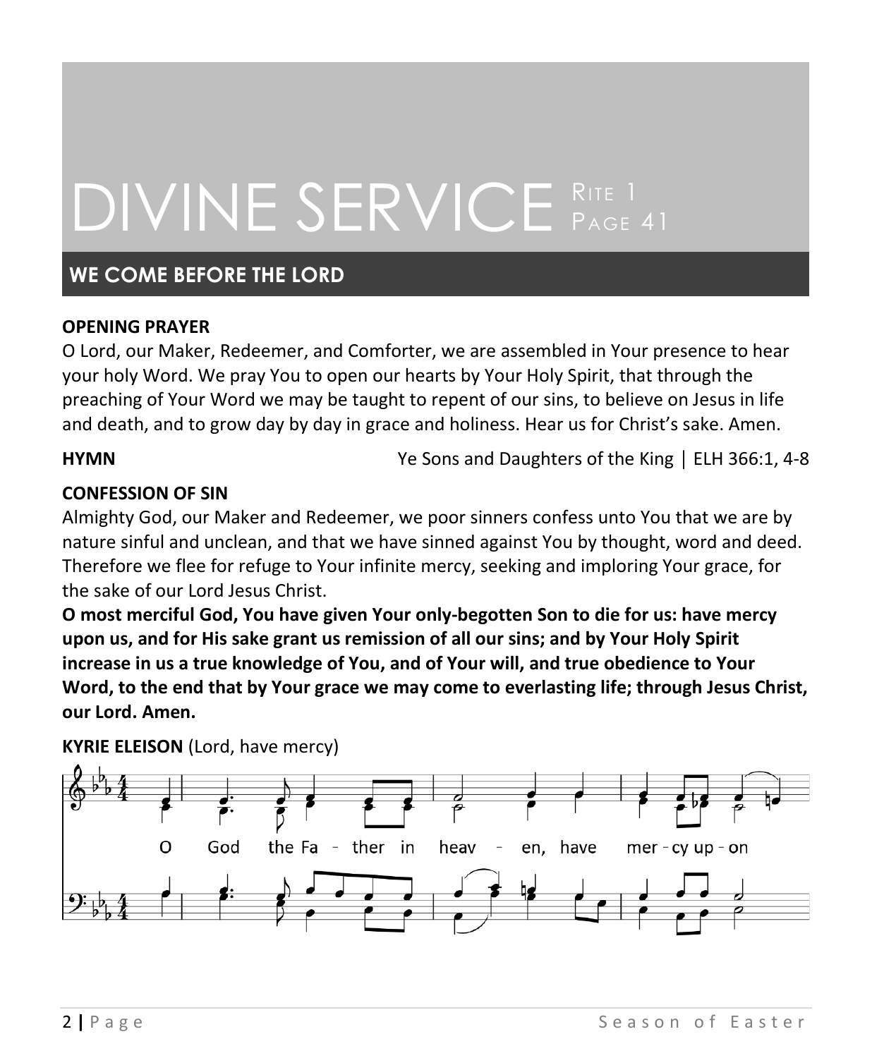# DIVINE SERVICE Rite 1 Page 41

## WE COME BEFORE THE LORD

**OPENING PRAYER**

O Lord, our Maker, Redeemer, and Comforter, we are assembled in Your presence to hear your holy Word. We pray You to open our hearts by Your Holy Spirit, that through the preaching of Your Word we may be taught to repent of our sins, to believe on Jesus in life and death, and to grow day by day in grace and holiness. Hear us for Christ's sake. Amen.

**HYMN** Ye Sons and Daughters of the King | ELH 366:1, 4-8

**CONFESSION OF SIN**

Almighty God, our Maker and Redeemer, we poor sinners confess unto You that we are by nature sinful and unclean, and that we have sinned against You by thought, word and deed. Therefore we flee for refuge to Your infinite mercy, seeking and imploring Your grace, for the sake of our Lord Jesus Christ.

**O most merciful God, You have given Your only-begotten Son to die for us: have mercy upon us, and for His sake grant us remission of all our sins; and by Your Holy Spirit increase in us a true knowledge of You, and of Your will, and true obedience to Your Word, to the end that by Your grace we may come to everlasting life; through Jesus Christ, our Lord. Amen.**

**KYRIE ELEISON** (Lord, have mercy)

O God the Father in heaven, have mercy upon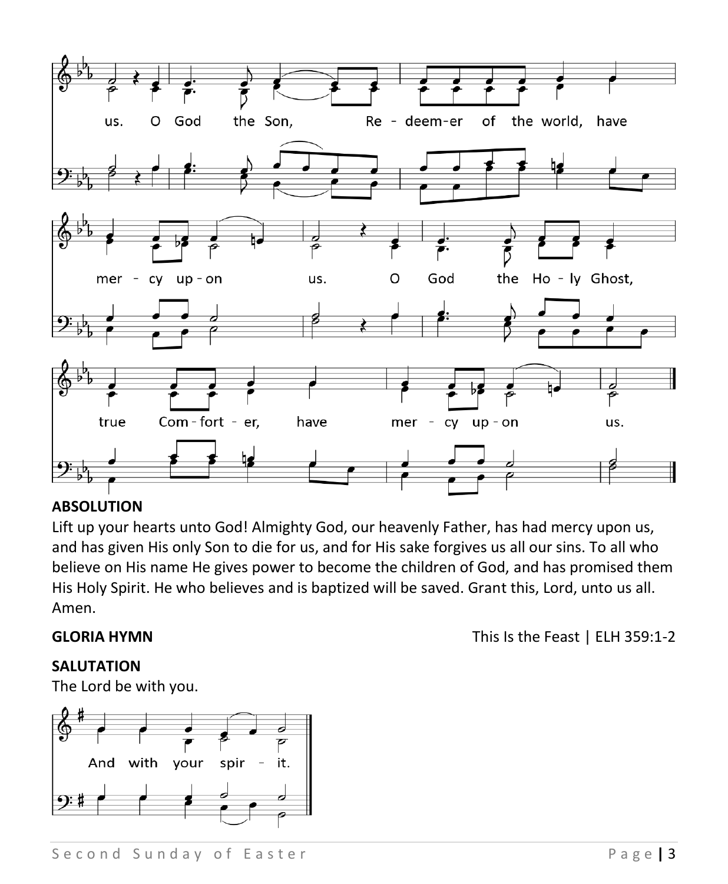us. O God the Son, Re - deem-er of the world, have

mer - cy up - on us. O God the Ho - ly Ghost,

true Com - fort - er, have mer - cy up - on us.

**ABSOLUTION**

Lift up your hearts unto God! Almighty God, our heavenly Father, has had mercy upon us, and has given His only Son to die for us, and for His sake forgives us all our sins. To all who believe on His name He gives power to become the children of God, and has promised them His Holy Spirit. He who believes and is baptized will be saved. Grant this, Lord, unto us all. Amen.

**GLORIA HYMN** This Is the Feast | ELH 359:1-2

**SALUTATION**

The Lord be with you.

And with your spir - it.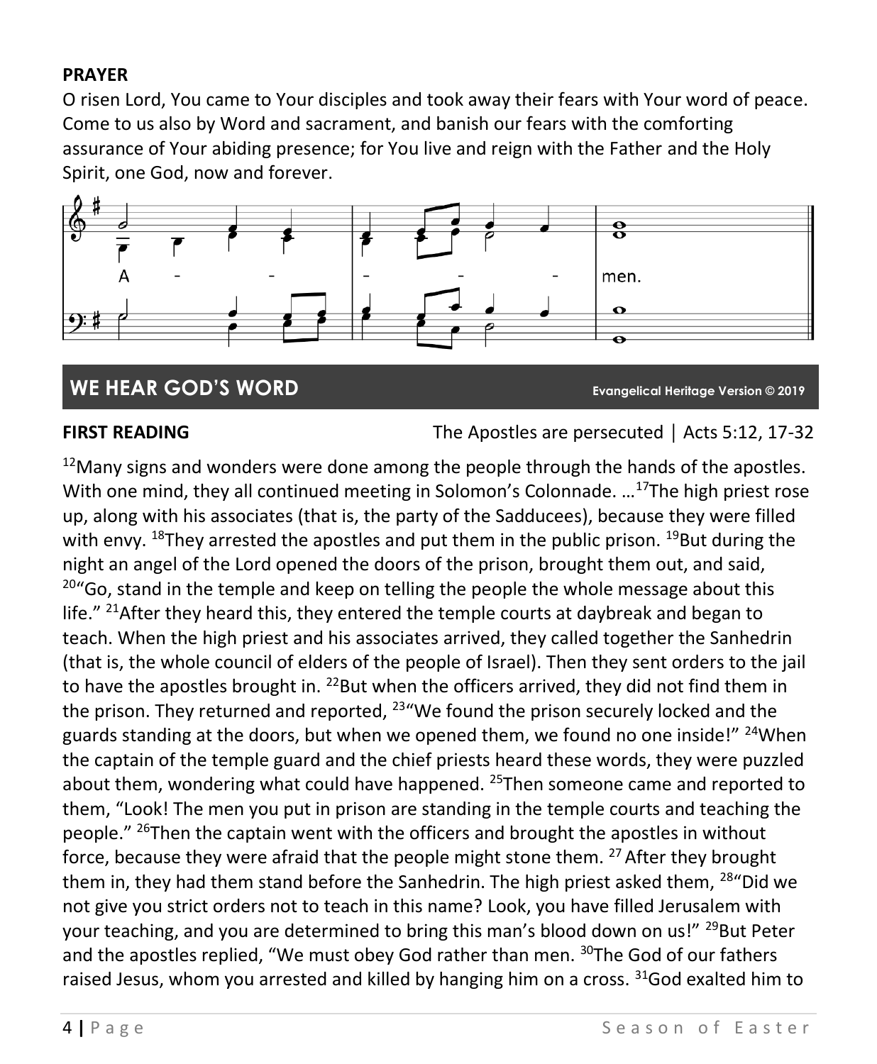**PRAYER**

O risen Lord, You came to Your disciples and took away their fears with Your word of peace. Come to us also by Word and sacrament, and banish our fears with the comforting assurance of Your abiding presence; for You live and reign with the Father and the Holy Spirit, one God, now and forever.

A - - - - - men.

## WE HEAR GOD'S WORD

Evangelical Heritage Version © 2019

**FIRST READING** The Apostles are persecuted | Acts 5:12, 17-32

[12]Many signs and wonders were done among the people through the hands of the apostles. With one mind, they all continued meeting in Solomon's Colonnade. …[17]The high priest rose up, along with his associates (that is, the party of the Sadducees), because they were filled with envy. [18]They arrested the apostles and put them in the public prison. [19]But during the night an angel of the Lord opened the doors of the prison, brought them out, and said, [20]"Go, stand in the temple and keep on telling the people the whole message about this life." [21]After they heard this, they entered the temple courts at daybreak and began to teach. When the high priest and his associates arrived, they called together the Sanhedrin (that is, the whole council of elders of the people of Israel). Then they sent orders to the jail to have the apostles brought in. [22]But when the officers arrived, they did not find them in the prison. They returned and reported, [23]"We found the prison securely locked and the guards standing at the doors, but when we opened them, we found no one inside!" [24]When the captain of the temple guard and the chief priests heard these words, they were puzzled about them, wondering what could have happened. [25]Then someone came and reported to them, "Look! The men you put in prison are standing in the temple courts and teaching the people." [26]Then the captain went with the officers and brought the apostles in without force, because they were afraid that the people might stone them. [27] After they brought them in, they had them stand before the Sanhedrin. The high priest asked them, [28]"Did we not give you strict orders not to teach in this name? Look, you have filled Jerusalem with your teaching, and you are determined to bring this man's blood down on us!" [29]But Peter and the apostles replied, "We must obey God rather than men. [30]The God of our fathers raised Jesus, whom you arrested and killed by hanging him on a cross. [31]God exalted him to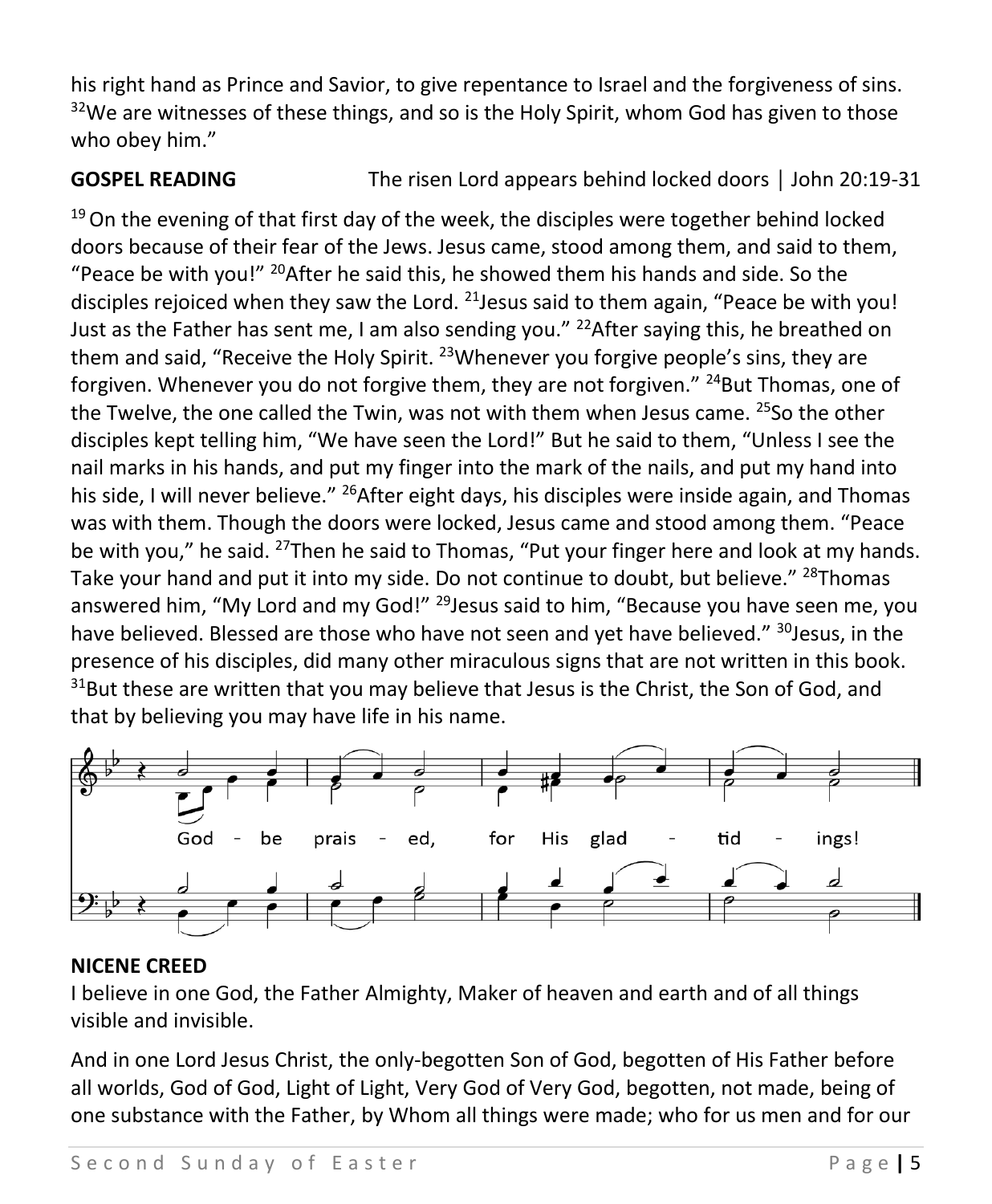his right hand as Prince and Savior, to give repentance to Israel and the forgiveness of sins. [32]We are witnesses of these things, and so is the Holy Spirit, whom God has given to those who obey him."

**GOSPEL READING** The risen Lord appears behind locked doors | John 20:19-31

[19] On the evening of that first day of the week, the disciples were together behind locked doors because of their fear of the Jews. Jesus came, stood among them, and said to them, "Peace be with you!" [20]After he said this, he showed them his hands and side. So the disciples rejoiced when they saw the Lord. [21]Jesus said to them again, "Peace be with you! Just as the Father has sent me, I am also sending you." [22]After saying this, he breathed on them and said, "Receive the Holy Spirit. [23]Whenever you forgive people's sins, they are forgiven. Whenever you do not forgive them, they are not forgiven." [24]But Thomas, one of the Twelve, the one called the Twin, was not with them when Jesus came. [25]So the other disciples kept telling him, "We have seen the Lord!" But he said to them, "Unless I see the nail marks in his hands, and put my finger into the mark of the nails, and put my hand into his side, I will never believe." [26]After eight days, his disciples were inside again, and Thomas was with them. Though the doors were locked, Jesus came and stood among them. "Peace be with you," he said. [27]Then he said to Thomas, "Put your finger here and look at my hands. Take your hand and put it into my side. Do not continue to doubt, but believe." [28]Thomas answered him, "My Lord and my God!" [29]Jesus said to him, "Because you have seen me, you have believed. Blessed are those who have not seen and yet have believed." [30]Jesus, in the presence of his disciples, did many other miraculous signs that are not written in this book. [31]But these are written that you may believe that Jesus is the Christ, the Son of God, and that by believing you may have life in his name.

God - be prais - ed, for His glad - tid - ings!

**NICENE CREED**

I believe in one God, the Father Almighty, Maker of heaven and earth and of all things visible and invisible.

And in one Lord Jesus Christ, the only-begotten Son of God, begotten of His Father before all worlds, God of God, Light of Light, Very God of Very God, begotten, not made, being of one substance with the Father, by Whom all things were made; who for us men and for our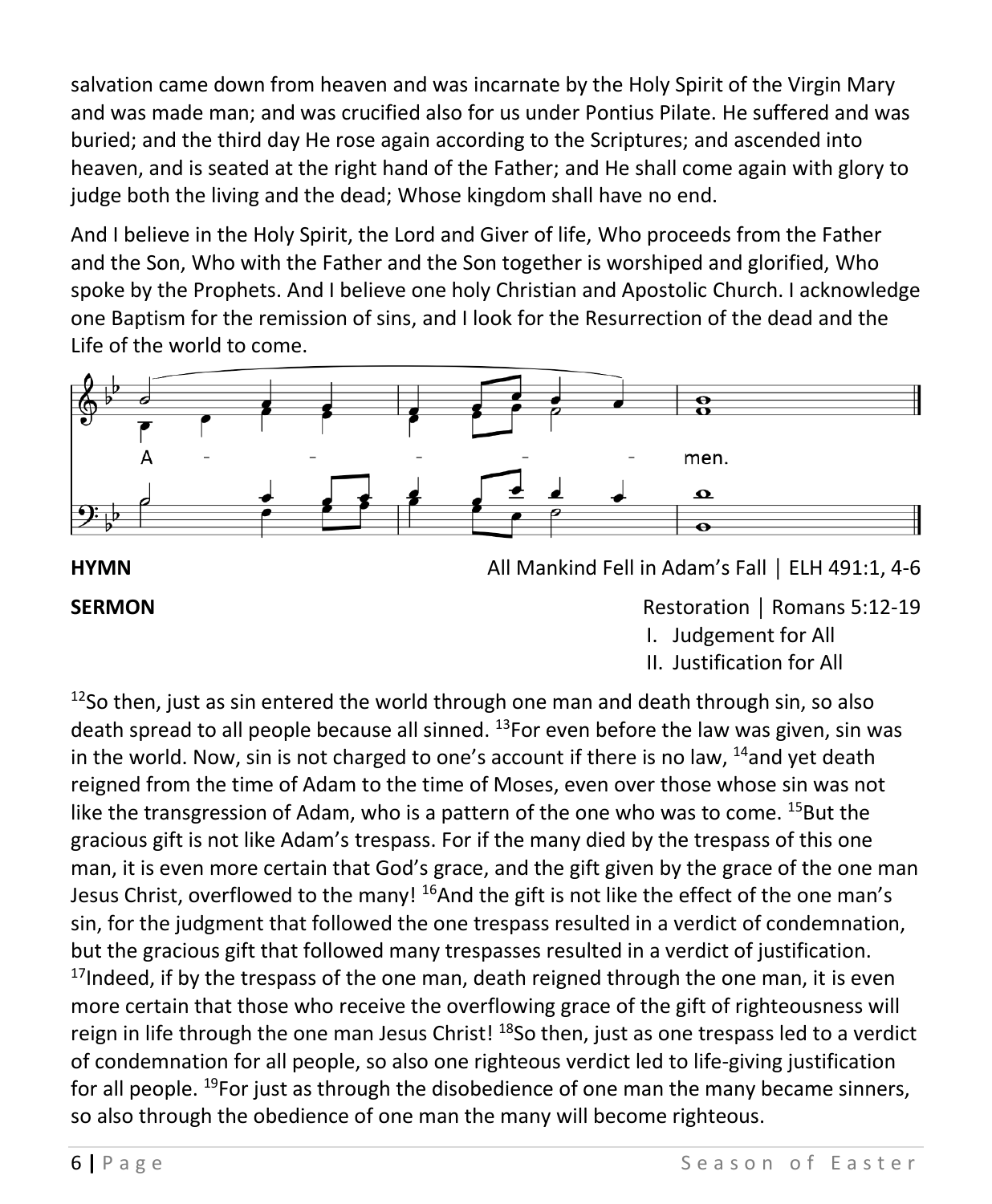salvation came down from heaven and was incarnate by the Holy Spirit of the Virgin Mary and was made man; and was crucified also for us under Pontius Pilate. He suffered and was buried; and the third day He rose again according to the Scriptures; and ascended into heaven, and is seated at the right hand of the Father; and He shall come again with glory to judge both the living and the dead; Whose kingdom shall have no end.

And I believe in the Holy Spirit, the Lord and Giver of life, Who proceeds from the Father and the Son, Who with the Father and the Son together is worshiped and glorified, Who spoke by the Prophets. And I believe one holy Christian and Apostolic Church. I acknowledge one Baptism for the remission of sins, and I look for the Resurrection of the dead and the Life of the world to come.

A - - - - - men.

**HYMN** All Mankind Fell in Adam's Fall | ELH 491:1, 4-6

**SERMON** Restoration | Romans 5:12-19

I. Judgement for All
II. Justification for All

[12]So then, just as sin entered the world through one man and death through sin, so also death spread to all people because all sinned. [13]For even before the law was given, sin was in the world. Now, sin is not charged to one's account if there is no law, [14]and yet death reigned from the time of Adam to the time of Moses, even over those whose sin was not like the transgression of Adam, who is a pattern of the one who was to come. [15]But the gracious gift is not like Adam's trespass. For if the many died by the trespass of this one man, it is even more certain that God's grace, and the gift given by the grace of the one man Jesus Christ, overflowed to the many! [16]And the gift is not like the effect of the one man's sin, for the judgment that followed the one trespass resulted in a verdict of condemnation, but the gracious gift that followed many trespasses resulted in a verdict of justification. [17]Indeed, if by the trespass of the one man, death reigned through the one man, it is even more certain that those who receive the overflowing grace of the gift of righteousness will reign in life through the one man Jesus Christ! [18]So then, just as one trespass led to a verdict of condemnation for all people, so also one righteous verdict led to life-giving justification for all people. [19]For just as through the disobedience of one man the many became sinners, so also through the obedience of one man the many will become righteous.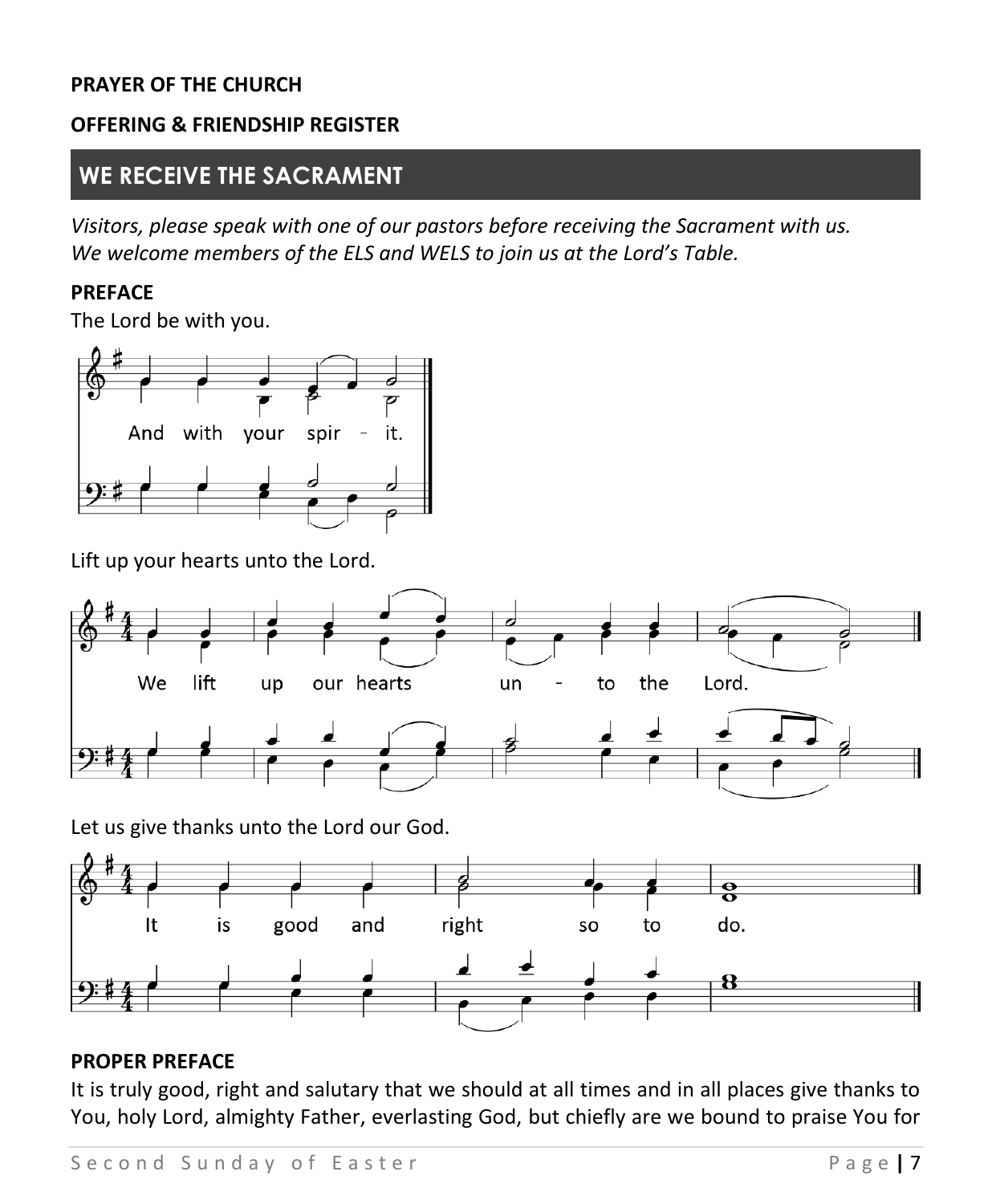**PRAYER OF THE CHURCH**

**OFFERING & FRIENDSHIP REGISTER**

## WE RECEIVE THE SACRAMENT

*Visitors, please speak with one of our pastors before receiving the Sacrament with us. We welcome members of the ELS and WELS to join us at the Lord's Table.*

**PREFACE**

The Lord be with you.

And with your spir - it.

Lift up your hearts unto the Lord.

We lift up our hearts un - to the Lord.

Let us give thanks unto the Lord our God.

It is good and right so to do.

**PROPER PREFACE**

It is truly good, right and salutary that we should at all times and in all places give thanks to You, holy Lord, almighty Father, everlasting God, but chiefly are we bound to praise You for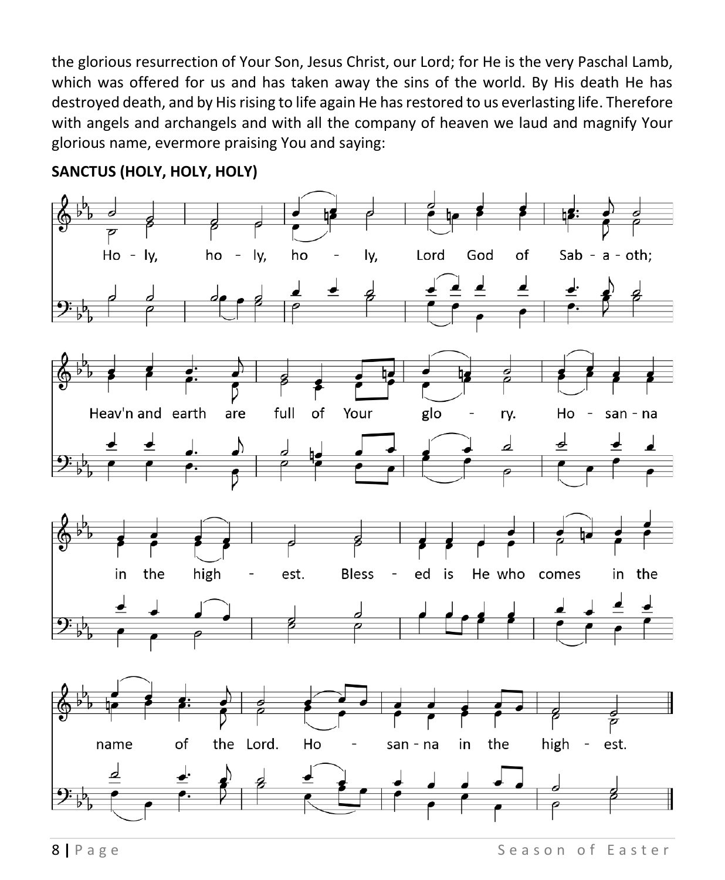the glorious resurrection of Your Son, Jesus Christ, our Lord; for He is the very Paschal Lamb, which was offered for us and has taken away the sins of the world. By His death He has destroyed death, and by His rising to life again He has restored to us everlasting life. Therefore with angels and archangels and with all the company of heaven we laud and magnify Your glorious name, evermore praising You and saying:

**SANCTUS (HOLY, HOLY, HOLY)**

Ho - ly, ho - ly, ho - ly, Lord God of Sab - a - oth;

Heav'n and earth are full of Your glo - ry. Ho - san - na

in the high - est. Bless - ed is He who comes in the

name of the Lord. Ho - san - na in the high - est.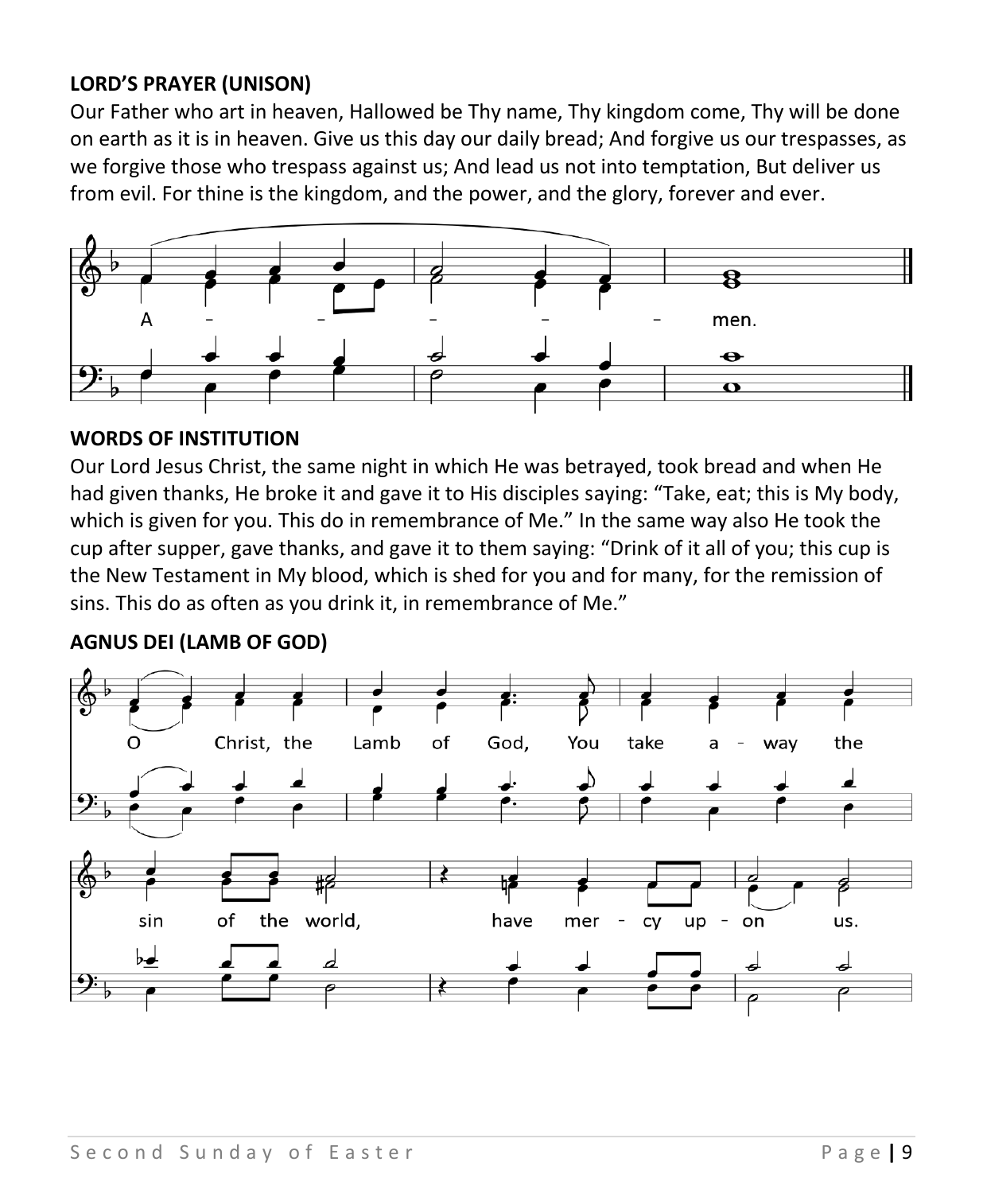**LORD'S PRAYER (UNISON)**

Our Father who art in heaven, Hallowed be Thy name, Thy kingdom come, Thy will be done on earth as it is in heaven. Give us this day our daily bread; And forgive us our trespasses, as we forgive those who trespass against us; And lead us not into temptation, But deliver us from evil. For thine is the kingdom, and the power, and the glory, forever and ever.

A - - - - - men.

**WORDS OF INSTITUTION**

Our Lord Jesus Christ, the same night in which He was betrayed, took bread and when He had given thanks, He broke it and gave it to His disciples saying: "Take, eat; this is My body, which is given for you. This do in remembrance of Me." In the same way also He took the cup after supper, gave thanks, and gave it to them saying: "Drink of it all of you; this cup is the New Testament in My blood, which is shed for you and for many, for the remission of sins. This do as often as you drink it, in remembrance of Me."

**AGNUS DEI (LAMB OF GOD)**

O Christ, the Lamb of God, You take a - way the

sin of the world, have mer - cy up - on us.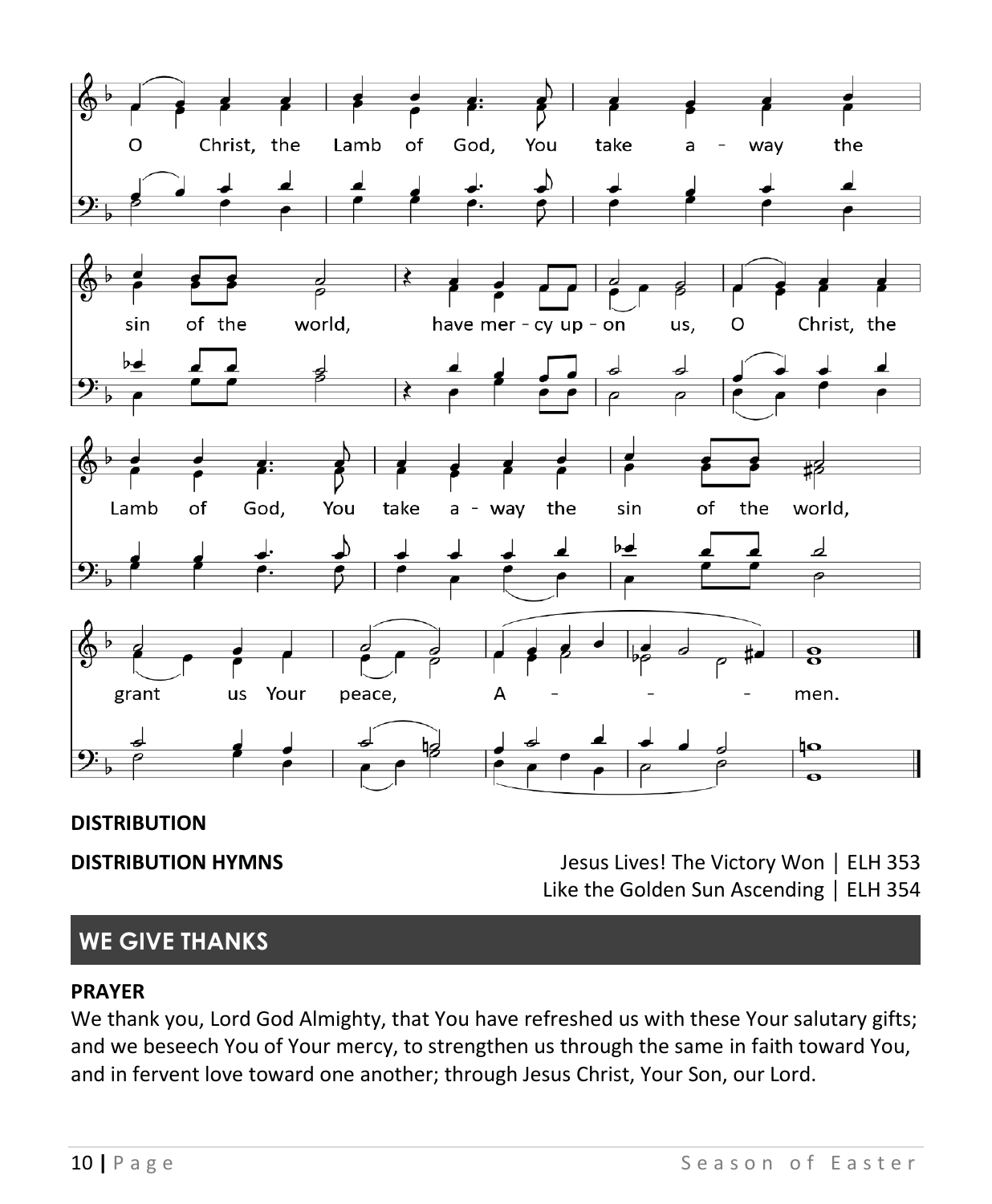O Christ, the Lamb of God, You take a - way the sin of the world, have mer - cy up - on us, O Christ, the Lamb of God, You take a - way the sin of the world, grant us Your peace, A - - - men.

**DISTRIBUTION**

**DISTRIBUTION HYMNS**

Jesus Lives! The Victory Won | ELH 353
Like the Golden Sun Ascending | ELH 354

## WE GIVE THANKS

**PRAYER**

We thank you, Lord God Almighty, that You have refreshed us with these Your salutary gifts; and we beseech You of Your mercy, to strengthen us through the same in faith toward You, and in fervent love toward one another; through Jesus Christ, Your Son, our Lord.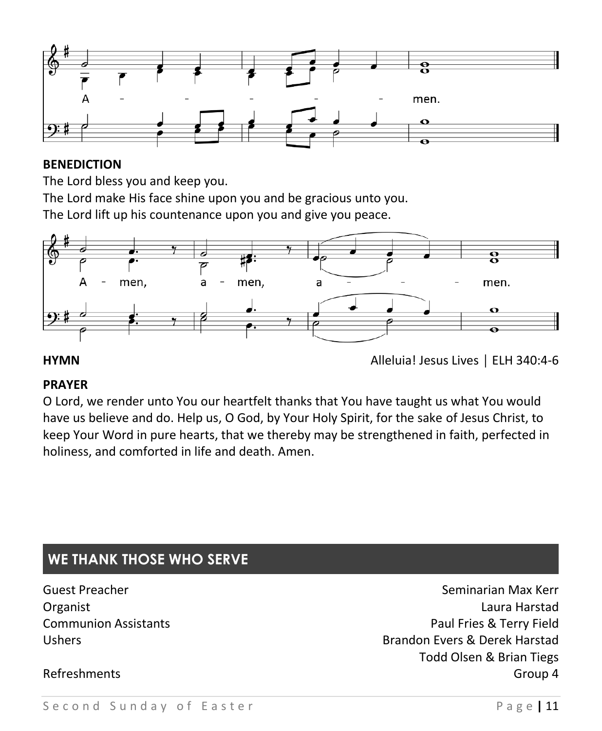A - - - - - men.

**BENEDICTION**

The Lord bless you and keep you.
The Lord make His face shine upon you and be gracious unto you.
The Lord lift up his countenance upon you and give you peace.

A - men, a - men, a - - - men.

**HYMN** Alleluia! Jesus Lives | ELH 340:4-6

**PRAYER**

O Lord, we render unto You our heartfelt thanks that You have taught us what You would have us believe and do. Help us, O God, by Your Holy Spirit, for the sake of Jesus Christ, to keep Your Word in pure hearts, that we thereby may be strengthened in faith, perfected in holiness, and comforted in life and death. Amen.

## WE THANK THOSE WHO SERVE

| | |
|---|---|
| Guest Preacher | Seminarian Max Kerr |
| Organist | Laura Harstad |
| Communion Assistants | Paul Fries & Terry Field |
| Ushers | Brandon Evers & Derek Harstad |
| | Todd Olsen & Brian Tiegs |
| Refreshments | Group 4 |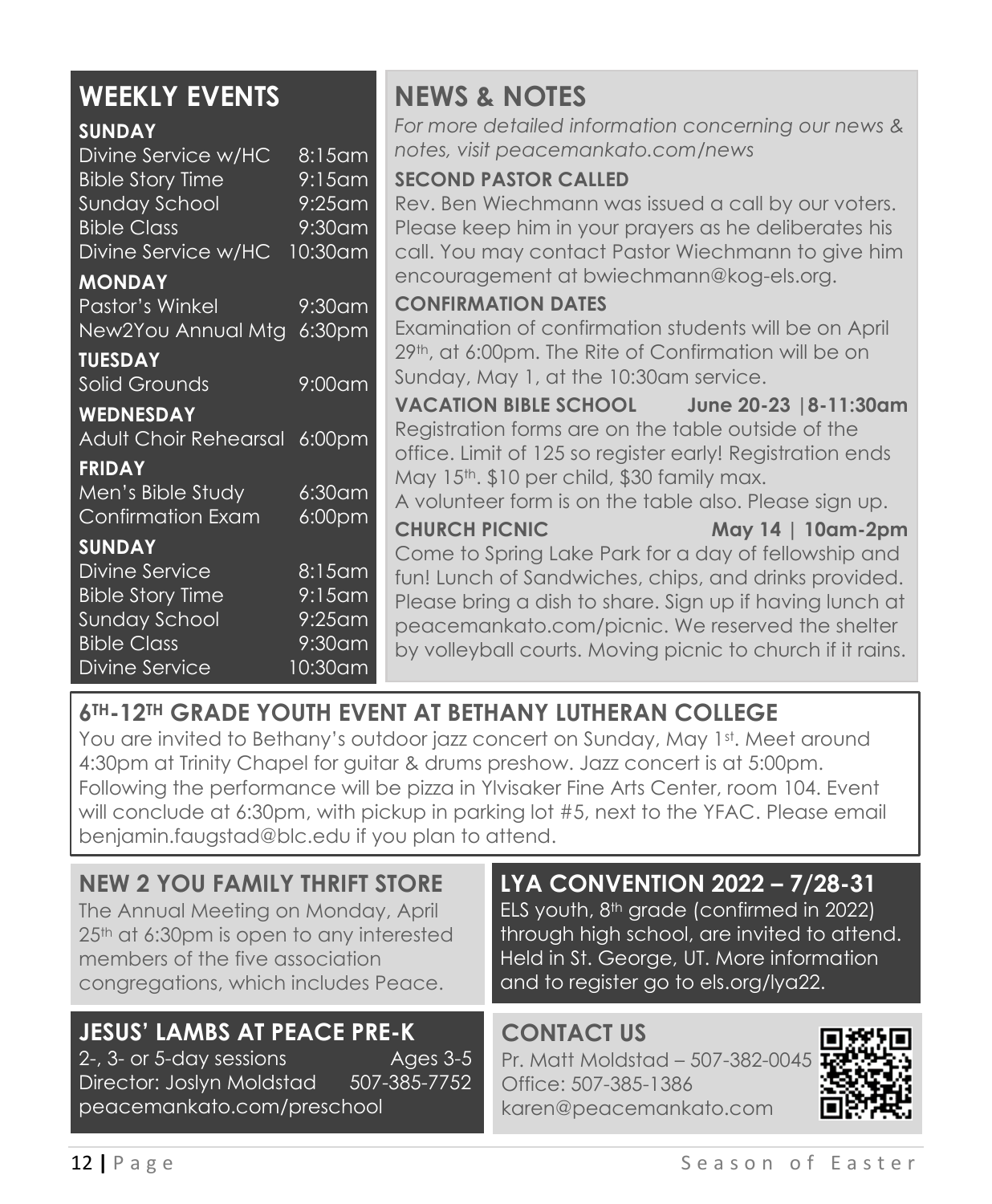## WEEKLY EVENTS

**SUNDAY**

| | |
|---|---|
| Divine Service w/HC | 8:15am |
| Bible Story Time | 9:15am |
| Sunday School | 9:25am |
| Bible Class | 9:30am |
| Divine Service w/HC | 10:30am |

**MONDAY**

| | |
|---|---|
| Pastor's Winkel | 9:30am |
| New2You Annual Mtg | 6:30pm |

**TUESDAY**

| | |
|---|---|
| Solid Grounds | 9:00am |

**WEDNESDAY**

| | |
|---|---|
| Adult Choir Rehearsal | 6:00pm |

**FRIDAY**

| | |
|---|---|
| Men's Bible Study | 6:30am |
| Confirmation Exam | 6:00pm |

**SUNDAY**

| | |
|---|---|
| Divine Service | 8:15am |
| Bible Story Time | 9:15am |
| Sunday School | 9:25am |
| Bible Class | 9:30am |
| Divine Service | 10:30am |

## NEWS & NOTES

*For more detailed information concerning our news & notes, visit peacemankato.com/news*

**SECOND PASTOR CALLED**

Rev. Ben Wiechmann was issued a call by our voters. Please keep him in your prayers as he deliberates his call. You may contact Pastor Wiechmann to give him encouragement at bwiechmann@kog-els.org.

**CONFIRMATION DATES**

Examination of confirmation students will be on April 29th, at 6:00pm. The Rite of Confirmation will be on Sunday, May 1, at the 10:30am service.

**VACATION BIBLE SCHOOL** **June 20-23 |8-11:30am**

Registration forms are on the table outside of the office. Limit of 125 so register early! Registration ends May 15th. $10 per child, $30 family max.
A volunteer form is on the table also. Please sign up.

**CHURCH PICNIC** **May 14 | 10am-2pm**

Come to Spring Lake Park for a day of fellowship and fun! Lunch of Sandwiches, chips, and drinks provided. Please bring a dish to share. Sign up if having lunch at peacemankato.com/picnic. We reserved the shelter by volleyball courts. Moving picnic to church if it rains.

## 6TH-12TH GRADE YOUTH EVENT AT BETHANY LUTHERAN COLLEGE

You are invited to Bethany's outdoor jazz concert on Sunday, May 1st. Meet around 4:30pm at Trinity Chapel for guitar & drums preshow. Jazz concert is at 5:00pm. Following the performance will be pizza in Ylvisaker Fine Arts Center, room 104. Event will conclude at 6:30pm, with pickup in parking lot #5, next to the YFAC. Please email benjamin.faugstad@blc.edu if you plan to attend.

## NEW 2 YOU FAMILY THRIFT STORE

The Annual Meeting on Monday, April 25th at 6:30pm is open to any interested members of the five association congregations, which includes Peace.

## LYA CONVENTION 2022 – 7/28-31

ELS youth, 8th grade (confirmed in 2022) through high school, are invited to attend. Held in St. George, UT. More information and to register go to els.org/lya22.

## JESUS' LAMBS AT PEACE PRE-K

2-, 3- or 5-day sessions — Ages 3-5
Director: Joslyn Moldstad — 507-385-7752
peacemankato.com/preschool

## CONTACT US

Pr. Matt Moldstad – 507-382-0045
Office: 507-385-1386
karen@peacemankato.com